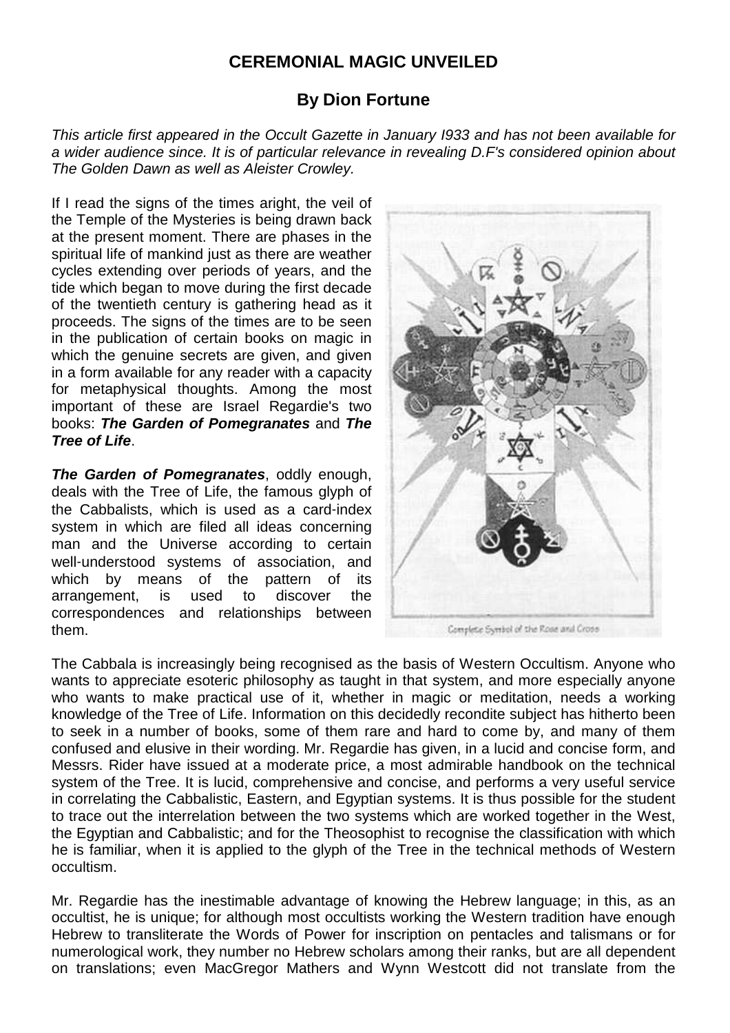# CEREMONIAL MAGIC UNVEILED

## By Dion Fortune

*This article first appeared in the Occult Gazette in January I933 and has not been available for a wider audience since. It is of particular relevance in revealing D.F's considered opinion about The Golden Dawn as well as Aleister Crowley.*

If I read the signs of the times aright, the veil of the Temple of the Mysteries is being drawn back at the present moment. There are phases in the spiritual life of mankind just as there are weather cycles extending over periods of years, and the tide which began to move during the first decade of the twentieth century is gathering head as it proceeds. The signs of the times are to be seen in the publication of certain books on magic in which the genuine secrets are given, and given in a form available for any reader with a capacity for metaphysical thoughts. Among the most important of these are Israel Regardie's two books: ***The Garden of Pomegranates*** and ***The Tree of Life***.

Complete Symbol of the Rose and Cross

***The Garden of Pomegranates***, oddly enough, deals with the Tree of Life, the famous glyph of the Cabbalists, which is used as a card-index system in which are filed all ideas concerning man and the Universe according to certain well-understood systems of association, and which by means of the pattern of its arrangement, is used to discover the correspondences and relationships between them.

The Cabbala is increasingly being recognised as the basis of Western Occultism. Anyone who wants to appreciate esoteric philosophy as taught in that system, and more especially anyone who wants to make practical use of it, whether in magic or meditation, needs a working knowledge of the Tree of Life. Information on this decidedly recondite subject has hitherto been to seek in a number of books, some of them rare and hard to come by, and many of them confused and elusive in their wording. Mr. Regardie has given, in a lucid and concise form, and Messrs. Rider have issued at a moderate price, a most admirable handbook on the technical system of the Tree. It is lucid, comprehensive and concise, and performs a very useful service in correlating the Cabbalistic, Eastern, and Egyptian systems. It is thus possible for the student to trace out the interrelation between the two systems which are worked together in the West, the Egyptian and Cabbalistic; and for the Theosophist to recognise the classification with which he is familiar, when it is applied to the glyph of the Tree in the technical methods of Western occultism.

Mr. Regardie has the inestimable advantage of knowing the Hebrew language; in this, as an occultist, he is unique; for although most occultists working the Western tradition have enough Hebrew to transliterate the Words of Power for inscription on pentacles and talismans or for numerological work, they number no Hebrew scholars among their ranks, but are all dependent on translations; even MacGregor Mathers and Wynn Westcott did not translate from the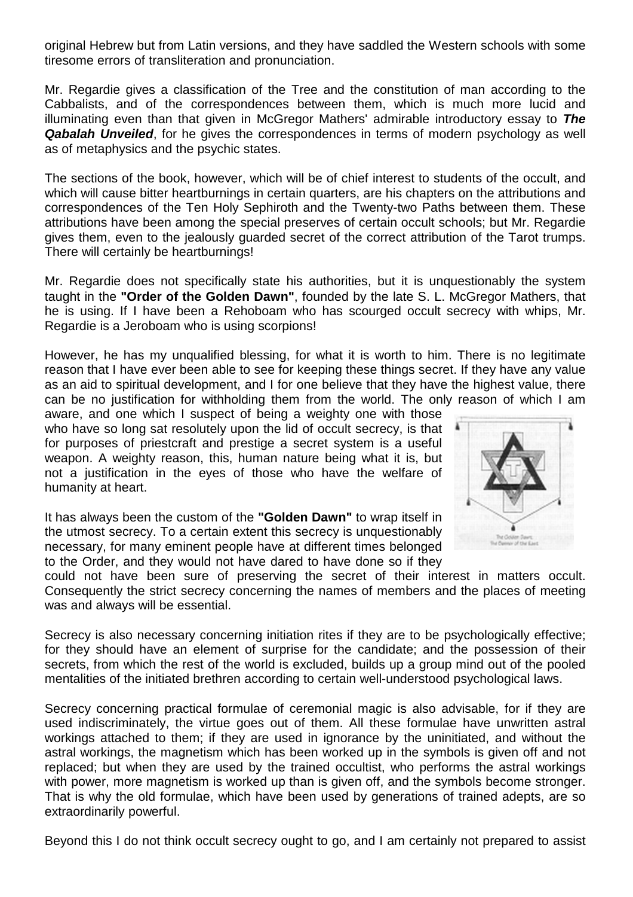original Hebrew but from Latin versions, and they have saddled the Western schools with some tiresome errors of transliteration and pronunciation.

Mr. Regardie gives a classification of the Tree and the constitution of man according to the Cabbalists, and of the correspondences between them, which is much more lucid and illuminating even than that given in McGregor Mathers' admirable introductory essay to ***The Qabalah Unveiled***, for he gives the correspondences in terms of modern psychology as well as of metaphysics and the psychic states.

The sections of the book, however, which will be of chief interest to students of the occult, and which will cause bitter heartburnings in certain quarters, are his chapters on the attributions and correspondences of the Ten Holy Sephiroth and the Twenty-two Paths between them. These attributions have been among the special preserves of certain occult schools; but Mr. Regardie gives them, even to the jealously guarded secret of the correct attribution of the Tarot trumps. There will certainly be heartburnings!

Mr. Regardie does not specifically state his authorities, but it is unquestionably the system taught in the **"Order of the Golden Dawn"**, founded by the late S. L. McGregor Mathers, that he is using. If I have been a Rehoboam who has scourged occult secrecy with whips, Mr. Regardie is a Jeroboam who is using scorpions!

However, he has my unqualified blessing, for what it is worth to him. There is no legitimate reason that I have ever been able to see for keeping these things secret. If they have any value as an aid to spiritual development, and I for one believe that they have the highest value, there can be no justification for withholding them from the world. The only reason of which I am aware, and one which I suspect of being a weighty one with those who have so long sat resolutely upon the lid of occult secrecy, is that for purposes of priestcraft and prestige a secret system is a useful weapon. A weighty reason, this, human nature being what it is, but not a justification in the eyes of those who have the welfare of humanity at heart.

The Golden Dawn: The Banner of the East

It has always been the custom of the **"Golden Dawn"** to wrap itself in the utmost secrecy. To a certain extent this secrecy is unquestionably necessary, for many eminent people have at different times belonged to the Order, and they would not have dared to have done so if they could not have been sure of preserving the secret of their interest in matters occult. Consequently the strict secrecy concerning the names of members and the places of meeting was and always will be essential.

Secrecy is also necessary concerning initiation rites if they are to be psychologically effective; for they should have an element of surprise for the candidate; and the possession of their secrets, from which the rest of the world is excluded, builds up a group mind out of the pooled mentalities of the initiated brethren according to certain well-understood psychological laws.

Secrecy concerning practical formulae of ceremonial magic is also advisable, for if they are used indiscriminately, the virtue goes out of them. All these formulae have unwritten astral workings attached to them; if they are used in ignorance by the uninitiated, and without the astral workings, the magnetism which has been worked up in the symbols is given off and not replaced; but when they are used by the trained occultist, who performs the astral workings with power, more magnetism is worked up than is given off, and the symbols become stronger. That is why the old formulae, which have been used by generations of trained adepts, are so extraordinarily powerful.

Beyond this I do not think occult secrecy ought to go, and I am certainly not prepared to assist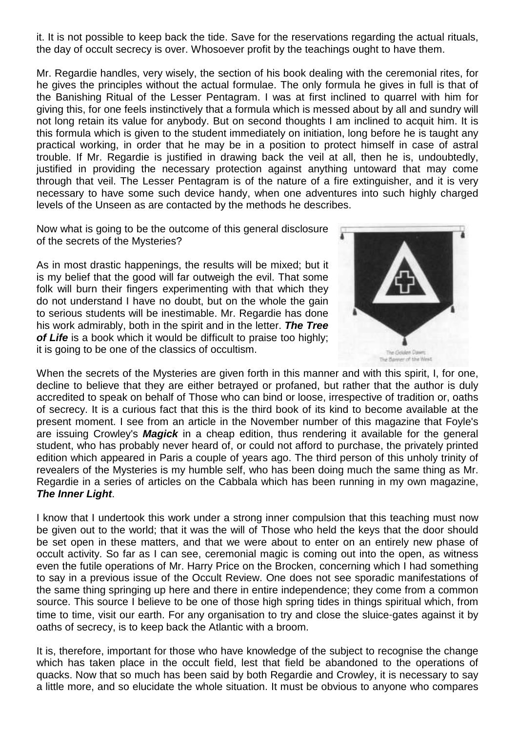it. It is not possible to keep back the tide. Save for the reservations regarding the actual rituals, the day of occult secrecy is over. Whosoever profit by the teachings ought to have them.

Mr. Regardie handles, very wisely, the section of his book dealing with the ceremonial rites, for he gives the principles without the actual formulae. The only formula he gives in full is that of the Banishing Ritual of the Lesser Pentagram. I was at first inclined to quarrel with him for giving this, for one feels instinctively that a formula which is messed about by all and sundry will not long retain its value for anybody. But on second thoughts I am inclined to acquit him. It is this formula which is given to the student immediately on initiation, long before he is taught any practical working, in order that he may be in a position to protect himself in case of astral trouble. If Mr. Regardie is justified in drawing back the veil at all, then he is, undoubtedly, justified in providing the necessary protection against anything untoward that may come through that veil. The Lesser Pentagram is of the nature of a fire extinguisher, and it is very necessary to have some such device handy, when one adventures into such highly charged levels of the Unseen as are contacted by the methods he describes.

Now what is going to be the outcome of this general disclosure of the secrets of the Mysteries?

As in most drastic happenings, the results will be mixed; but it is my belief that the good will far outweigh the evil. That some folk will burn their fingers experimenting with that which they do not understand I have no doubt, but on the whole the gain to serious students will be inestimable. Mr. Regardie has done his work admirably, both in the spirit and in the letter. ***The Tree of Life*** is a book which it would be difficult to praise too highly; it is going to be one of the classics of occultism.

The Golden Dawn: The Banner of the West

When the secrets of the Mysteries are given forth in this manner and with this spirit, I, for one, decline to believe that they are either betrayed or profaned, but rather that the author is duly accredited to speak on behalf of Those who can bind or loose, irrespective of tradition or, oaths of secrecy. It is a curious fact that this is the third book of its kind to become available at the present moment. I see from an article in the November number of this magazine that Foyle's are issuing Crowley's ***Magick*** in a cheap edition, thus rendering it available for the general student, who has probably never heard of, or could not afford to purchase, the privately printed edition which appeared in Paris a couple of years ago. The third person of this unholy trinity of revealers of the Mysteries is my humble self, who has been doing much the same thing as Mr. Regardie in a series of articles on the Cabbala which has been running in my own magazine, ***The Inner Light***.

I know that I undertook this work under a strong inner compulsion that this teaching must now be given out to the world; that it was the will of Those who held the keys that the door should be set open in these matters, and that we were about to enter on an entirely new phase of occult activity. So far as I can see, ceremonial magic is coming out into the open, as witness even the futile operations of Mr. Harry Price on the Brocken, concerning which I had something to say in a previous issue of the Occult Review. One does not see sporadic manifestations of the same thing springing up here and there in entire independence; they come from a common source. This source I believe to be one of those high spring tides in things spiritual which, from time to time, visit our earth. For any organisation to try and close the sluice-gates against it by oaths of secrecy, is to keep back the Atlantic with a broom.

It is, therefore, important for those who have knowledge of the subject to recognise the change which has taken place in the occult field, lest that field be abandoned to the operations of quacks. Now that so much has been said by both Regardie and Crowley, it is necessary to say a little more, and so elucidate the whole situation. It must be obvious to anyone who compares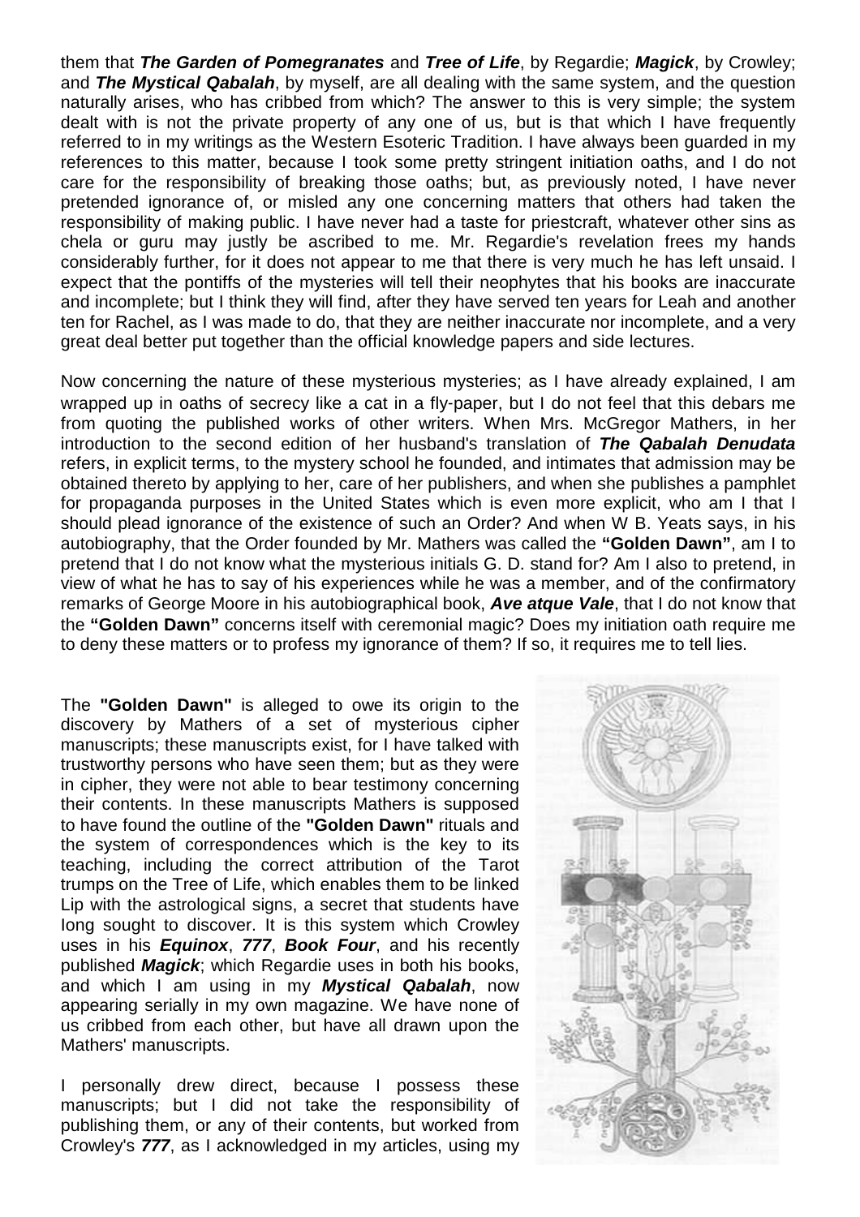them that ***The Garden of Pomegranates*** and ***Tree of Life***, by Regardie; ***Magick***, by Crowley; and ***The Mystical Qabalah***, by myself, are all dealing with the same system, and the question naturally arises, who has cribbed from which? The answer to this is very simple; the system dealt with is not the private property of any one of us, but is that which I have frequently referred to in my writings as the Western Esoteric Tradition. I have always been guarded in my references to this matter, because I took some pretty stringent initiation oaths, and I do not care for the responsibility of breaking those oaths; but, as previously noted, I have never pretended ignorance of, or misled any one concerning matters that others had taken the responsibility of making public. I have never had a taste for priestcraft, whatever other sins as chela or guru may justly be ascribed to me. Mr. Regardie's revelation frees my hands considerably further, for it does not appear to me that there is very much he has left unsaid. I expect that the pontiffs of the mysteries will tell their neophytes that his books are inaccurate and incomplete; but I think they will find, after they have served ten years for Leah and another ten for Rachel, as I was made to do, that they are neither inaccurate nor incomplete, and a very great deal better put together than the official knowledge papers and side lectures.

Now concerning the nature of these mysterious mysteries; as I have already explained, I am wrapped up in oaths of secrecy like a cat in a fly-paper, but I do not feel that this debars me from quoting the published works of other writers. When Mrs. McGregor Mathers, in her introduction to the second edition of her husband's translation of ***The Qabalah Denudata*** refers, in explicit terms, to the mystery school he founded, and intimates that admission may be obtained thereto by applying to her, care of her publishers, and when she publishes a pamphlet for propaganda purposes in the United States which is even more explicit, who am I that I should plead ignorance of the existence of such an Order? And when W B. Yeats says, in his autobiography, that the Order founded by Mr. Mathers was called the **"Golden Dawn"**, am I to pretend that I do not know what the mysterious initials G. D. stand for? Am I also to pretend, in view of what he has to say of his experiences while he was a member, and of the confirmatory remarks of George Moore in his autobiographical book, ***Ave atque Vale***, that I do not know that the **"Golden Dawn"** concerns itself with ceremonial magic? Does my initiation oath require me to deny these matters or to profess my ignorance of them? If so, it requires me to tell lies.

The **"Golden Dawn"** is alleged to owe its origin to the discovery by Mathers of a set of mysterious cipher manuscripts; these manuscripts exist, for I have talked with trustworthy persons who have seen them; but as they were in cipher, they were not able to bear testimony concerning their contents. In these manuscripts Mathers is supposed to have found the outline of the **"Golden Dawn"** rituals and the system of correspondences which is the key to its teaching, including the correct attribution of the Tarot trumps on the Tree of Life, which enables them to be linked Lip with the astrological signs, a secret that students have Iong sought to discover. It is this system which Crowley uses in his ***Equinox***, ***777***, ***Book Four***, and his recently published ***Magick***; which Regardie uses in both his books, and which I am using in my ***Mystical Qabalah***, now appearing serially in my own magazine. We have none of us cribbed from each other, but have all drawn upon the Mathers' manuscripts.

I personally drew direct, because I possess these manuscripts; but I did not take the responsibility of publishing them, or any of their contents, but worked from Crowley's ***777***, as I acknowledged in my articles, using my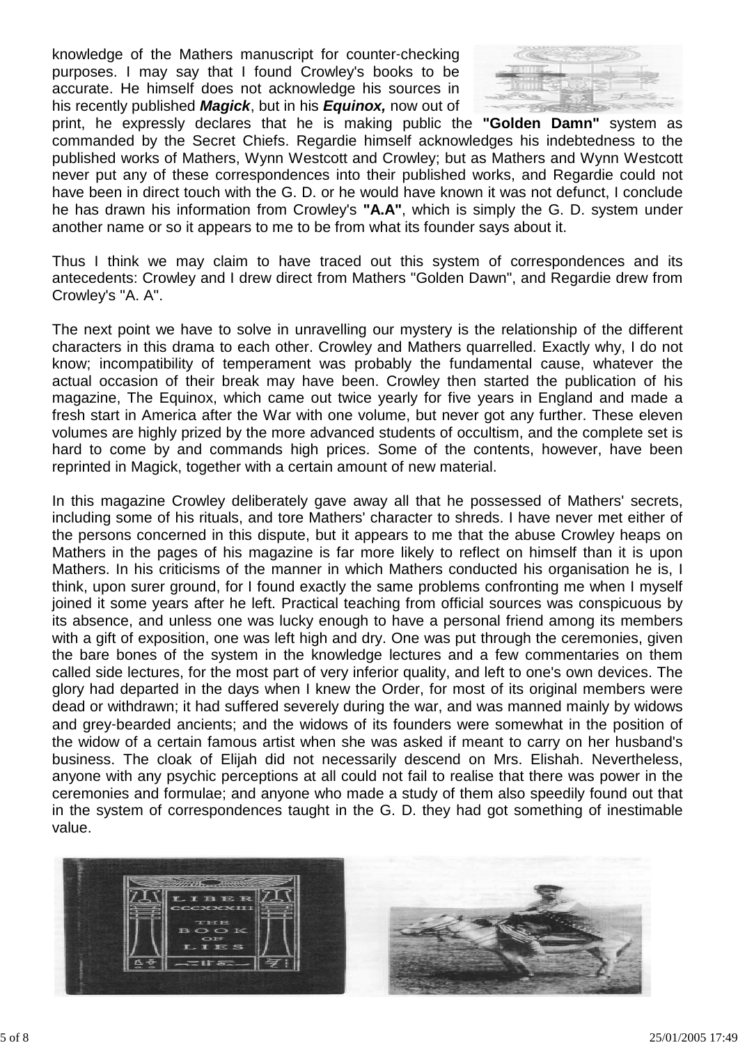knowledge of the Mathers manuscript for counter-checking purposes. I may say that I found Crowley's books to be accurate. He himself does not acknowledge his sources in his recently published ***Magick***, but in his ***Equinox,*** now out of print, he expressly declares that he is making public the **"Golden Damn"** system as commanded by the Secret Chiefs. Regardie himself acknowledges his indebtedness to the published works of Mathers, Wynn Westcott and Crowley; but as Mathers and Wynn Westcott never put any of these correspondences into their published works, and Regardie could not have been in direct touch with the G. D. or he would have known it was not defunct, I conclude he has drawn his information from Crowley's **"A.A"**, which is simply the G. D. system under another name or so it appears to me to be from what its founder says about it.

Thus I think we may claim to have traced out this system of correspondences and its antecedents: Crowley and I drew direct from Mathers "Golden Dawn", and Regardie drew from Crowley's "A. A".

The next point we have to solve in unravelling our mystery is the relationship of the different characters in this drama to each other. Crowley and Mathers quarrelled. Exactly why, I do not know; incompatibility of temperament was probably the fundamental cause, whatever the actual occasion of their break may have been. Crowley then started the publication of his magazine, The Equinox, which came out twice yearly for five years in England and made a fresh start in America after the War with one volume, but never got any further. These eleven volumes are highly prized by the more advanced students of occultism, and the complete set is hard to come by and commands high prices. Some of the contents, however, have been reprinted in Magick, together with a certain amount of new material.

In this magazine Crowley deliberately gave away all that he possessed of Mathers' secrets, including some of his rituals, and tore Mathers' character to shreds. I have never met either of the persons concerned in this dispute, but it appears to me that the abuse Crowley heaps on Mathers in the pages of his magazine is far more likely to reflect on himself than it is upon Mathers. In his criticisms of the manner in which Mathers conducted his organisation he is, I think, upon surer ground, for I found exactly the same problems confronting me when I myself joined it some years after he left. Practical teaching from official sources was conspicuous by its absence, and unless one was lucky enough to have a personal friend among its members with a gift of exposition, one was left high and dry. One was put through the ceremonies, given the bare bones of the system in the knowledge lectures and a few commentaries on them called side lectures, for the most part of very inferior quality, and left to one's own devices. The glory had departed in the days when I knew the Order, for most of its original members were dead or withdrawn; it had suffered severely during the war, and was manned mainly by widows and grey-bearded ancients; and the widows of its founders were somewhat in the position of the widow of a certain famous artist when she was asked if meant to carry on her husband's business. The cloak of Elijah did not necessarily descend on Mrs. Elishah. Nevertheless, anyone with any psychic perceptions at all could not fail to realise that there was power in the ceremonies and formulae; and anyone who made a study of them also speedily found out that in the system of correspondences taught in the G. D. they had got something of inestimable value.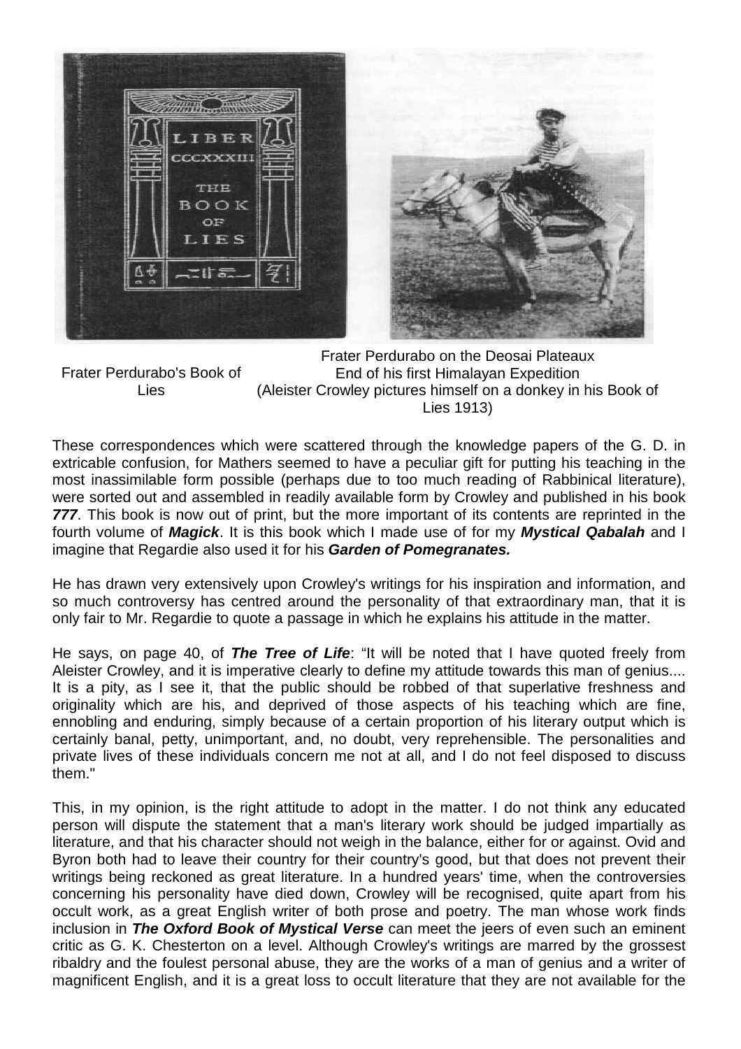Frater Perdurabo's Book of Lies

Frater Perdurabo on the Deosai Plateaux
End of his first Himalayan Expedition
(Aleister Crowley pictures himself on a donkey in his Book of Lies 1913)

These correspondences which were scattered through the knowledge papers of the G. D. in extricable confusion, for Mathers seemed to have a peculiar gift for putting his teaching in the most inassimilable form possible (perhaps due to too much reading of Rabbinical literature), were sorted out and assembled in readily available form by Crowley and published in his book ***777***. This book is now out of print, but the more important of its contents are reprinted in the fourth volume of ***Magick***. It is this book which I made use of for my ***Mystical Qabalah*** and I imagine that Regardie also used it for his ***Garden of Pomegranates.***

He has drawn very extensively upon Crowley's writings for his inspiration and information, and so much controversy has centred around the personality of that extraordinary man, that it is only fair to Mr. Regardie to quote a passage in which he explains his attitude in the matter.

He says, on page 40, of ***The Tree of Life***: "It will be noted that I have quoted freely from Aleister Crowley, and it is imperative clearly to define my attitude towards this man of genius.... It is a pity, as I see it, that the public should be robbed of that superlative freshness and originality which are his, and deprived of those aspects of his teaching which are fine, ennobling and enduring, simply because of a certain proportion of his literary output which is certainly banal, petty, unimportant, and, no doubt, very reprehensible. The personalities and private lives of these individuals concern me not at all, and I do not feel disposed to discuss them."

This, in my opinion, is the right attitude to adopt in the matter. I do not think any educated person will dispute the statement that a man's literary work should be judged impartially as literature, and that his character should not weigh in the balance, either for or against. Ovid and Byron both had to leave their country for their country's good, but that does not prevent their writings being reckoned as great literature. In a hundred years' time, when the controversies concerning his personality have died down, Crowley will be recognised, quite apart from his occult work, as a great English writer of both prose and poetry. The man whose work finds inclusion in ***The Oxford Book of Mystical Verse*** can meet the jeers of even such an eminent critic as G. K. Chesterton on a level. Although Crowley's writings are marred by the grossest ribaldry and the foulest personal abuse, they are the works of a man of genius and a writer of magnificent English, and it is a great loss to occult literature that they are not available for the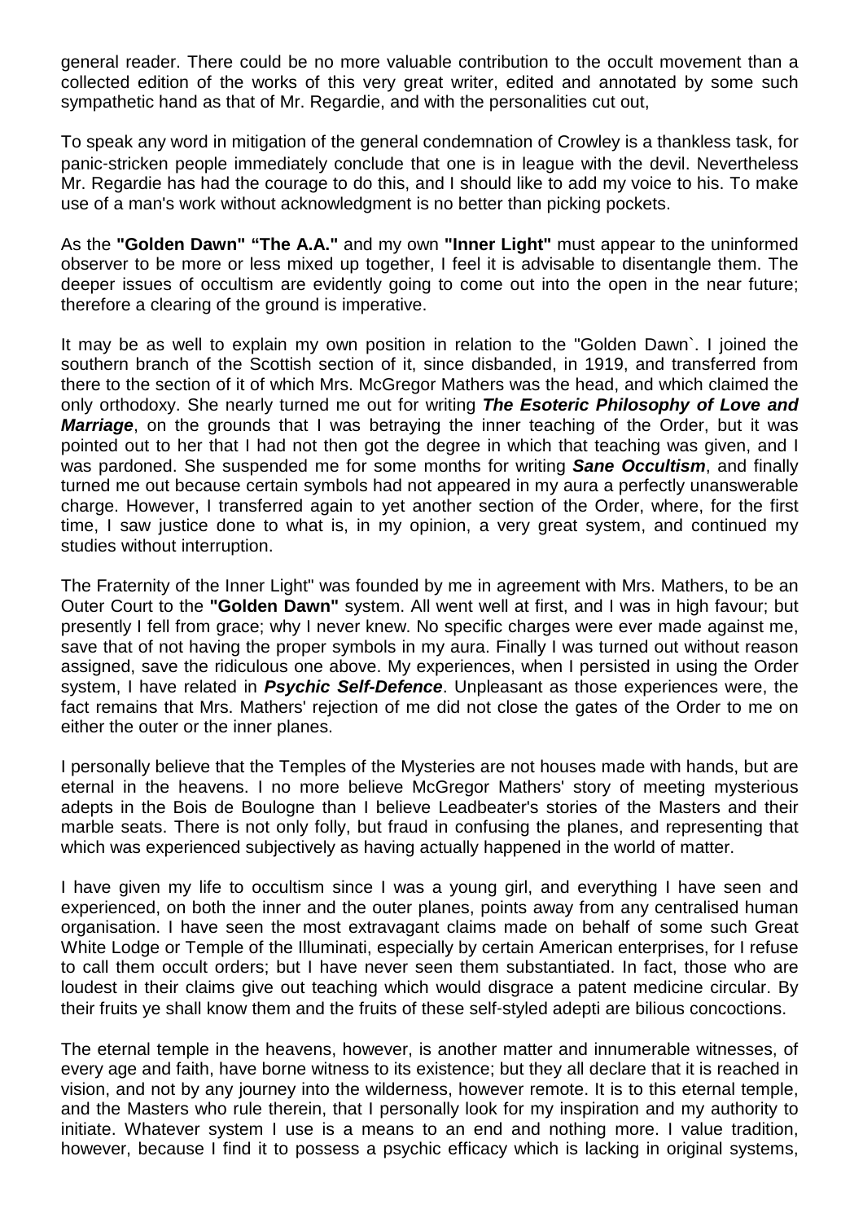general reader. There could be no more valuable contribution to the occult movement than a collected edition of the works of this very great writer, edited and annotated by some such sympathetic hand as that of Mr. Regardie, and with the personalities cut out,

To speak any word in mitigation of the general condemnation of Crowley is a thankless task, for panic-stricken people immediately conclude that one is in league with the devil. Nevertheless Mr. Regardie has had the courage to do this, and I should like to add my voice to his. To make use of a man's work without acknowledgment is no better than picking pockets.

As the **"Golden Dawn" "The A.A."** and my own **"Inner Light"** must appear to the uninformed observer to be more or less mixed up together, I feel it is advisable to disentangle them. The deeper issues of occultism are evidently going to come out into the open in the near future; therefore a clearing of the ground is imperative.

It may be as well to explain my own position in relation to the "Golden Dawn`. I joined the southern branch of the Scottish section of it, since disbanded, in 1919, and transferred from there to the section of it of which Mrs. McGregor Mathers was the head, and which claimed the only orthodoxy. She nearly turned me out for writing ***The Esoteric Philosophy of Love and Marriage***, on the grounds that I was betraying the inner teaching of the Order, but it was pointed out to her that I had not then got the degree in which that teaching was given, and I was pardoned. She suspended me for some months for writing ***Sane Occultism***, and finally turned me out because certain symbols had not appeared in my aura a perfectly unanswerable charge. However, I transferred again to yet another section of the Order, where, for the first time, I saw justice done to what is, in my opinion, a very great system, and continued my studies without interruption.

The Fraternity of the Inner Light" was founded by me in agreement with Mrs. Mathers, to be an Outer Court to the **"Golden Dawn"** system. All went well at first, and I was in high favour; but presently I fell from grace; why I never knew. No specific charges were ever made against me, save that of not having the proper symbols in my aura. Finally I was turned out without reason assigned, save the ridiculous one above. My experiences, when I persisted in using the Order system, I have related in ***Psychic Self-Defence***. Unpleasant as those experiences were, the fact remains that Mrs. Mathers' rejection of me did not close the gates of the Order to me on either the outer or the inner planes.

I personally believe that the Temples of the Mysteries are not houses made with hands, but are eternal in the heavens. I no more believe McGregor Mathers' story of meeting mysterious adepts in the Bois de Boulogne than I believe Leadbeater's stories of the Masters and their marble seats. There is not only folly, but fraud in confusing the planes, and representing that which was experienced subjectively as having actually happened in the world of matter.

I have given my life to occultism since I was a young girl, and everything I have seen and experienced, on both the inner and the outer planes, points away from any centralised human organisation. I have seen the most extravagant claims made on behalf of some such Great White Lodge or Temple of the Illuminati, especially by certain American enterprises, for I refuse to call them occult orders; but I have never seen them substantiated. In fact, those who are loudest in their claims give out teaching which would disgrace a patent medicine circular. By their fruits ye shall know them and the fruits of these self-styled adepti are bilious concoctions.

The eternal temple in the heavens, however, is another matter and innumerable witnesses, of every age and faith, have borne witness to its existence; but they all declare that it is reached in vision, and not by any journey into the wilderness, however remote. It is to this eternal temple, and the Masters who rule therein, that I personally look for my inspiration and my authority to initiate. Whatever system I use is a means to an end and nothing more. I value tradition, however, because I find it to possess a psychic efficacy which is lacking in original systems,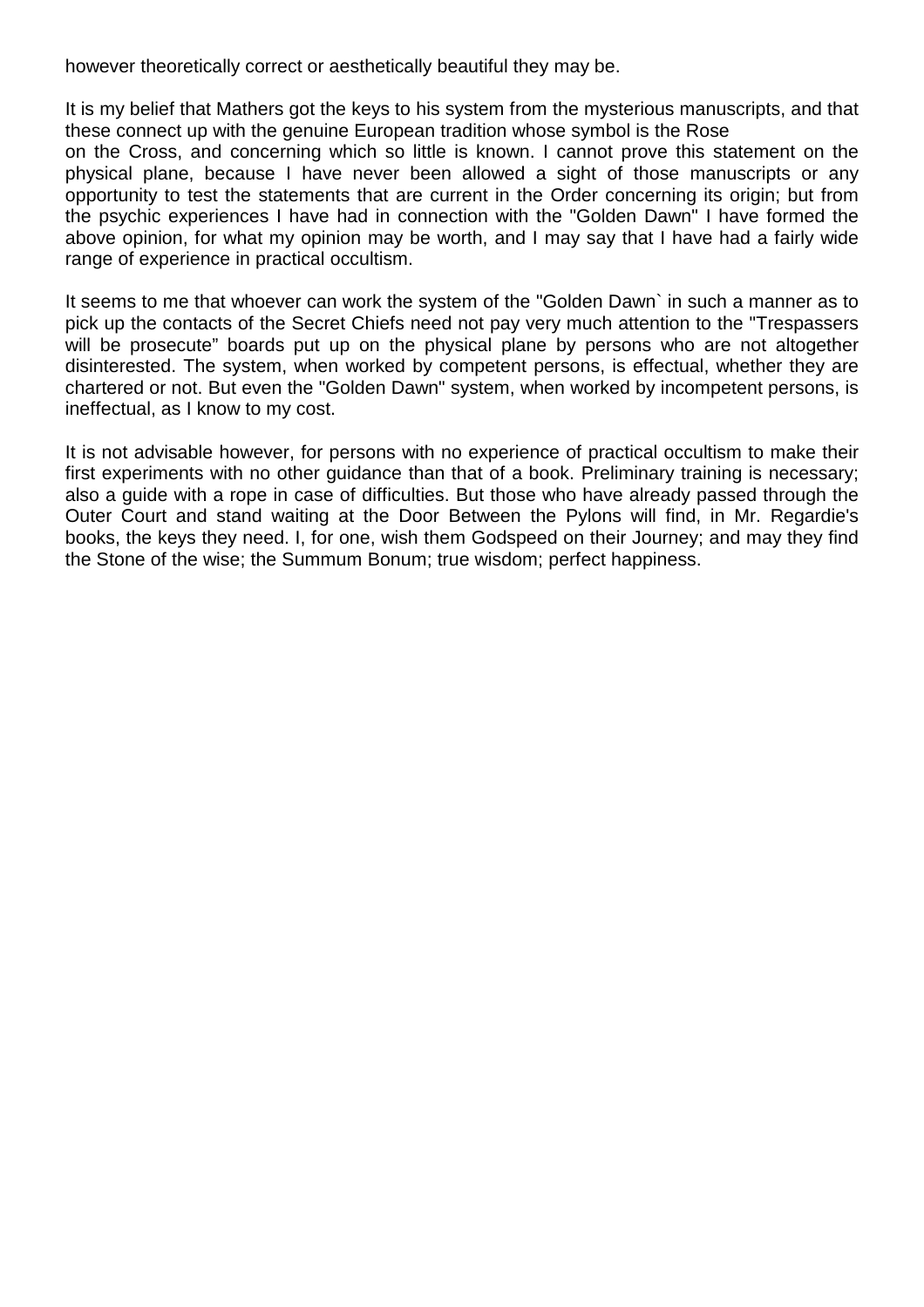however theoretically correct or aesthetically beautiful they may be.

It is my belief that Mathers got the keys to his system from the mysterious manuscripts, and that these connect up with the genuine European tradition whose symbol is the Rose on the Cross, and concerning which so little is known. I cannot prove this statement on the physical plane, because I have never been allowed a sight of those manuscripts or any opportunity to test the statements that are current in the Order concerning its origin; but from the psychic experiences I have had in connection with the "Golden Dawn" I have formed the above opinion, for what my opinion may be worth, and I may say that I have had a fairly wide range of experience in practical occultism.

It seems to me that whoever can work the system of the "Golden Dawn` in such a manner as to pick up the contacts of the Secret Chiefs need not pay very much attention to the "Trespassers will be prosecute" boards put up on the physical plane by persons who are not altogether disinterested. The system, when worked by competent persons, is effectual, whether they are chartered or not. But even the "Golden Dawn" system, when worked by incompetent persons, is ineffectual, as I know to my cost.

It is not advisable however, for persons with no experience of practical occultism to make their first experiments with no other guidance than that of a book. Preliminary training is necessary; also a guide with a rope in case of difficulties. But those who have already passed through the Outer Court and stand waiting at the Door Between the Pylons will find, in Mr. Regardie's books, the keys they need. I, for one, wish them Godspeed on their Journey; and may they find the Stone of the wise; the Summum Bonum; true wisdom; perfect happiness.